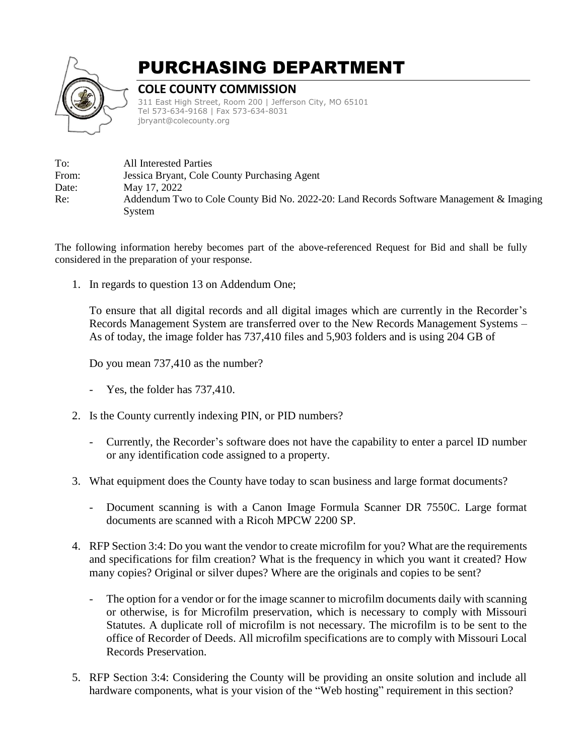# PURCHASING DEPARTMENT

**COLE COUNTY COMMISSION**

311 East High Street, Room 200 | Jefferson City, MO 65101
Tel 573-634-9168 | Fax 573-634-8031
jbryant@colecounty.org

To: All Interested Parties
From: Jessica Bryant, Cole County Purchasing Agent
Date: May 17, 2022
Re: Addendum Two to Cole County Bid No. 2022-20: Land Records Software Management & Imaging System

The following information hereby becomes part of the above-referenced Request for Bid and shall be fully considered in the preparation of your response.

1. In regards to question 13 on Addendum One;

   To ensure that all digital records and all digital images which are currently in the Recorder's Records Management System are transferred over to the New Records Management Systems – As of today, the image folder has 737,410 files and 5,903 folders and is using 204 GB of

   Do you mean 737,410 as the number?

   - Yes, the folder has 737,410.

2. Is the County currently indexing PIN, or PID numbers?

   - Currently, the Recorder's software does not have the capability to enter a parcel ID number or any identification code assigned to a property.

3. What equipment does the County have today to scan business and large format documents?

   - Document scanning is with a Canon Image Formula Scanner DR 7550C. Large format documents are scanned with a Ricoh MPCW 2200 SP.

4. RFP Section 3:4: Do you want the vendor to create microfilm for you? What are the requirements and specifications for film creation? What is the frequency in which you want it created? How many copies? Original or silver dupes? Where are the originals and copies to be sent?

   - The option for a vendor or for the image scanner to microfilm documents daily with scanning or otherwise, is for Microfilm preservation, which is necessary to comply with Missouri Statutes. A duplicate roll of microfilm is not necessary. The microfilm is to be sent to the office of Recorder of Deeds. All microfilm specifications are to comply with Missouri Local Records Preservation.

5. RFP Section 3:4: Considering the County will be providing an onsite solution and include all hardware components, what is your vision of the "Web hosting" requirement in this section?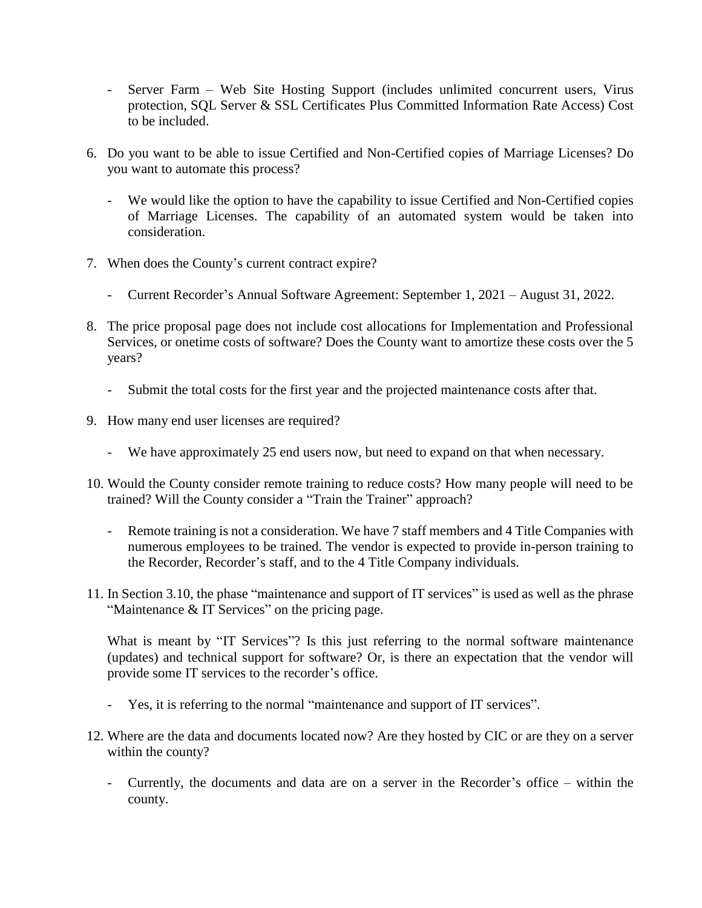- Server Farm – Web Site Hosting Support (includes unlimited concurrent users, Virus protection, SQL Server & SSL Certificates Plus Committed Information Rate Access) Cost to be included.

6. Do you want to be able to issue Certified and Non-Certified copies of Marriage Licenses? Do you want to automate this process?

   - We would like the option to have the capability to issue Certified and Non-Certified copies of Marriage Licenses. The capability of an automated system would be taken into consideration.

7. When does the County's current contract expire?

   - Current Recorder's Annual Software Agreement: September 1, 2021 – August 31, 2022.

8. The price proposal page does not include cost allocations for Implementation and Professional Services, or onetime costs of software? Does the County want to amortize these costs over the 5 years?

   - Submit the total costs for the first year and the projected maintenance costs after that.

9. How many end user licenses are required?

   - We have approximately 25 end users now, but need to expand on that when necessary.

10. Would the County consider remote training to reduce costs? How many people will need to be trained? Will the County consider a "Train the Trainer" approach?

    - Remote training is not a consideration. We have 7 staff members and 4 Title Companies with numerous employees to be trained. The vendor is expected to provide in-person training to the Recorder, Recorder's staff, and to the 4 Title Company individuals.

11. In Section 3.10, the phase "maintenance and support of IT services" is used as well as the phrase "Maintenance & IT Services" on the pricing page.

    What is meant by "IT Services"? Is this just referring to the normal software maintenance (updates) and technical support for software? Or, is there an expectation that the vendor will provide some IT services to the recorder's office.

    - Yes, it is referring to the normal "maintenance and support of IT services".

12. Where are the data and documents located now? Are they hosted by CIC or are they on a server within the county?

    - Currently, the documents and data are on a server in the Recorder's office – within the county.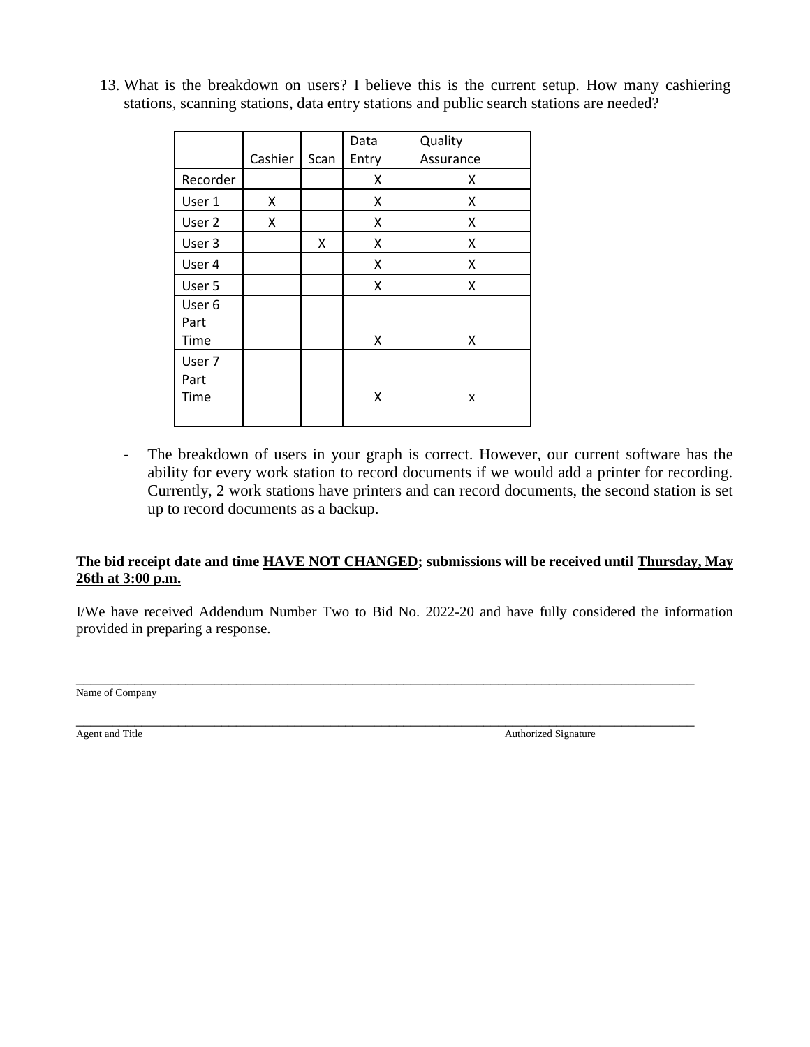13. What is the breakdown on users? I believe this is the current setup. How many cashiering stations, scanning stations, data entry stations and public search stations are needed?

| | Cashier | Scan | Data Entry | Quality Assurance |
|---|---|---|---|---|
| Recorder | | | X | X |
| User 1 | X | | X | X |
| User 2 | X | | X | X |
| User 3 | | X | X | X |
| User 4 | | | X | X |
| User 5 | | | X | X |
| User 6 Part Time | | | X | X |
| User 7 Part Time | | | X | x |

- The breakdown of users in your graph is correct. However, our current software has the ability for every work station to record documents if we would add a printer for recording. Currently, 2 work stations have printers and can record documents, the second station is set up to record documents as a backup.

**The bid receipt date and time <u>HAVE NOT CHANGED</u>; submissions will be received until <u>Thursday, May 26th at 3:00 p.m.</u>**

I/We have received Addendum Number Two to Bid No. 2022-20 and have fully considered the information provided in preparing a response.

\_\_\_\_\_\_\_\_\_\_\_\_\_\_\_\_\_\_\_\_\_\_\_\_\_\_\_\_\_\_\_\_\_\_\_\_\_\_\_\_\_\_\_\_\_\_\_\_\_\_\_\_\_\_\_\_\_\_\_\_\_\_\_\_\_\_\_\_\_\_\_\_\_\_\_\_\_\_\_\_\_\_

Name of Company

\_\_\_\_\_\_\_\_\_\_\_\_\_\_\_\_\_\_\_\_\_\_\_\_\_\_\_\_\_\_\_\_\_\_\_\_\_\_\_\_\_\_\_\_\_\_\_\_\_\_\_\_\_\_\_\_\_\_\_\_\_\_\_\_\_\_\_\_\_\_\_\_\_\_\_\_\_\_\_\_\_\_

Agent and Title                                        Authorized Signature